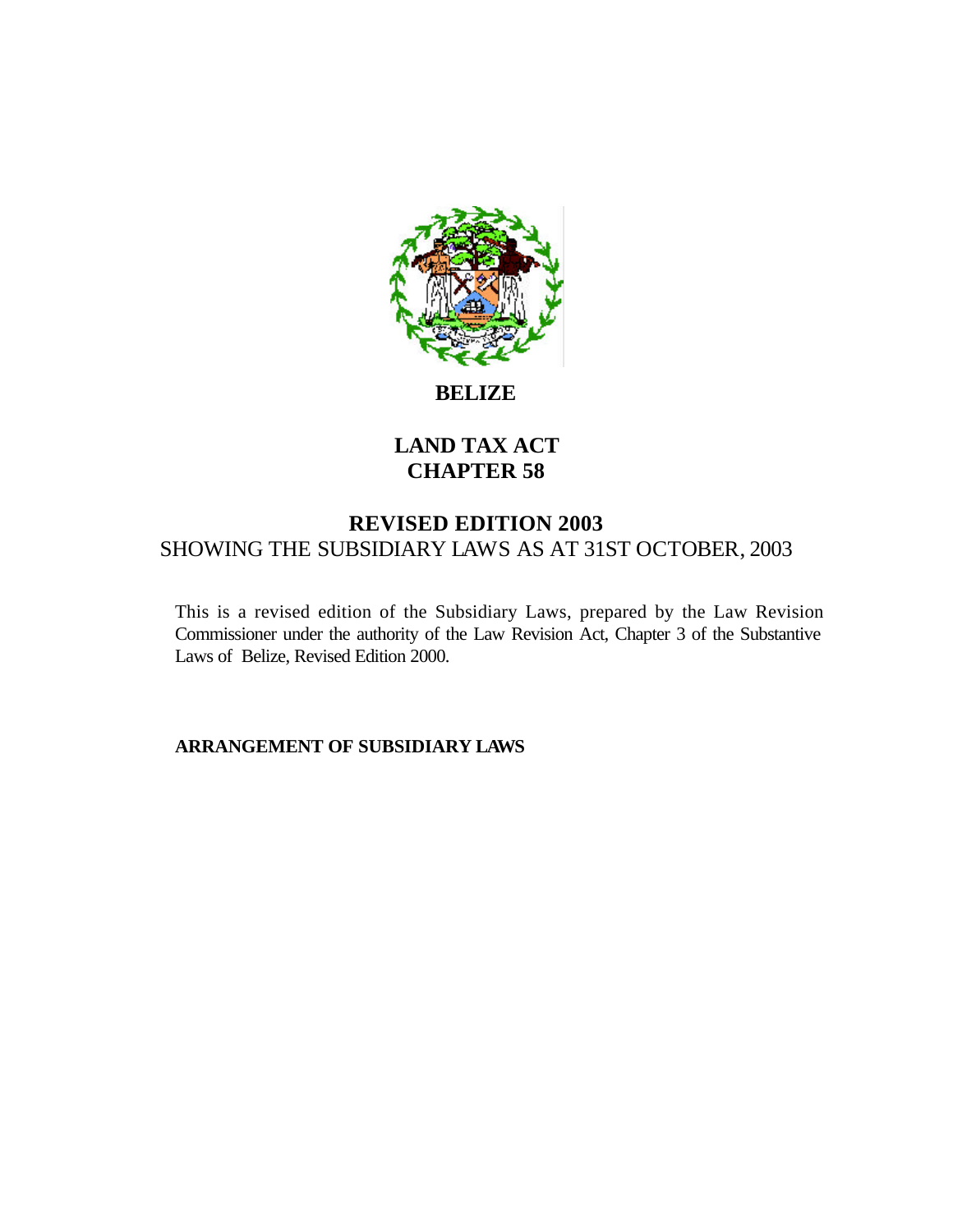# BELIZE

## LAND TAX ACT
## CHAPTER 58

## REVISED EDITION 2003
SHOWING THE SUBSIDIARY LAWS AS AT 31ST OCTOBER, 2003

This is a revised edition of the Subsidiary Laws, prepared by the Law Revision Commissioner under the authority of the Law Revision Act, Chapter 3 of the Substantive Laws of Belize, Revised Edition 2000.

**ARRANGEMENT OF SUBSIDIARY LAWS**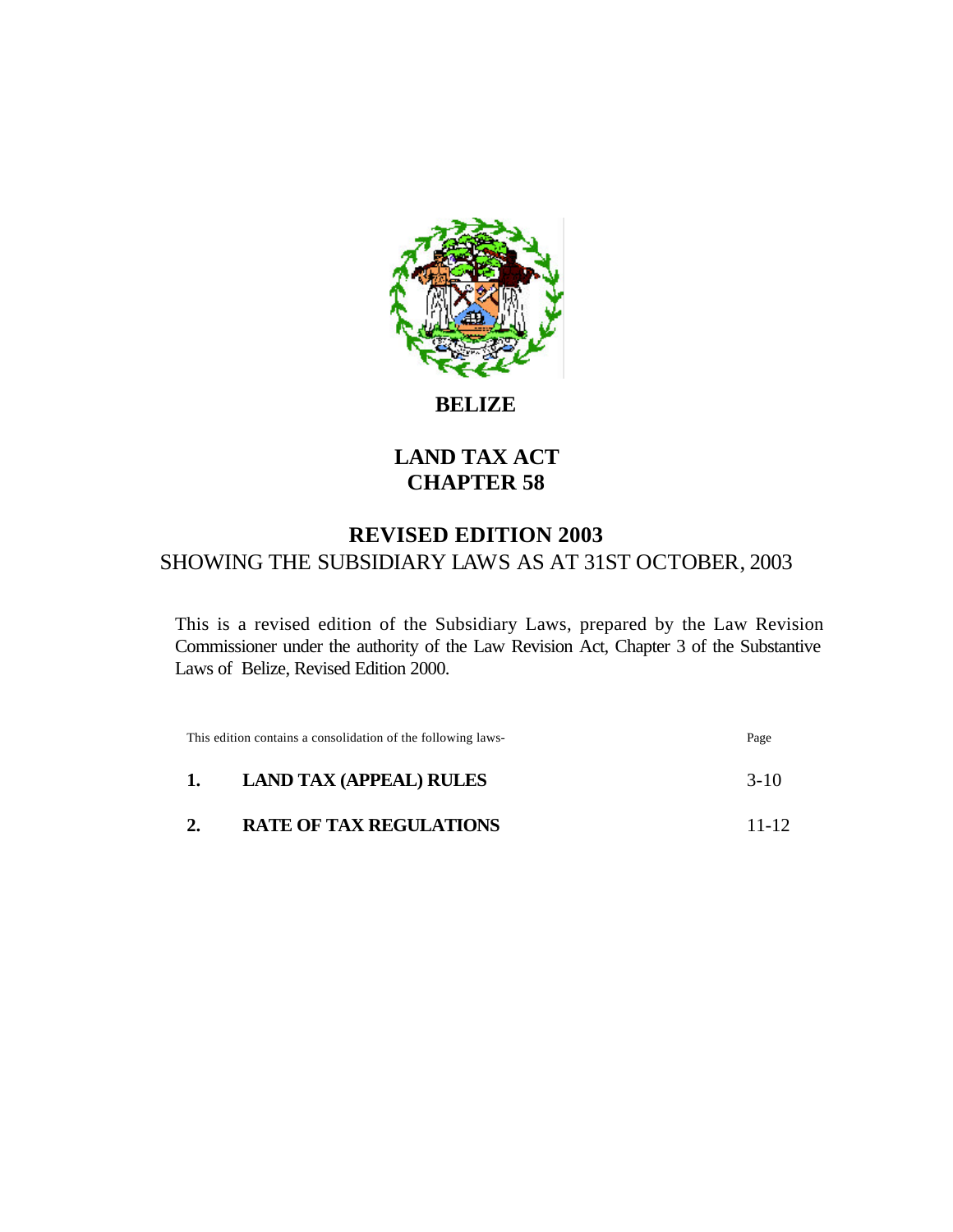# BELIZE

## LAND TAX ACT
## CHAPTER 58

## REVISED EDITION 2003
SHOWING THE SUBSIDIARY LAWS AS AT 31ST OCTOBER, 2003

This is a revised edition of the Subsidiary Laws, prepared by the Law Revision Commissioner under the authority of the Law Revision Act, Chapter 3 of the Substantive Laws of Belize, Revised Edition 2000.

| This edition contains a consolidation of the following laws- | | Page |
|---|---|---|
| **1.** | **LAND TAX (APPEAL) RULES** | 3-10 |
| **2.** | **RATE OF TAX REGULATIONS** | 11-12 |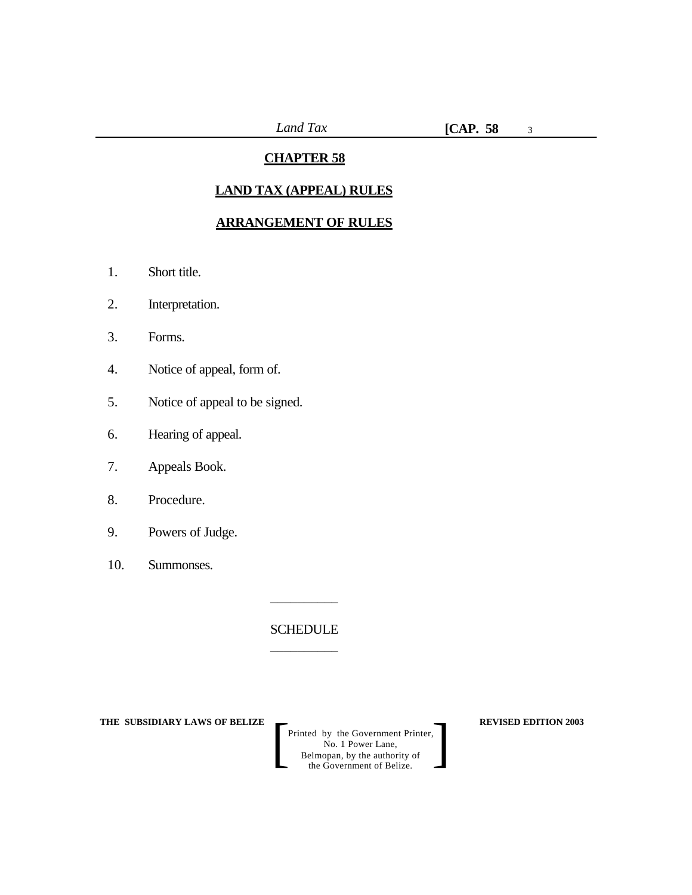# CHAPTER 58

## LAND TAX (APPEAL) RULES

## ARRANGEMENT OF RULES

1. Short title.
2. Interpretation.
3. Forms.
4. Notice of appeal, form of.
5. Notice of appeal to be signed.
6. Hearing of appeal.
7. Appeals Book.
8. Procedure.
9. Powers of Judge.
10. Summonses.

---

SCHEDULE

---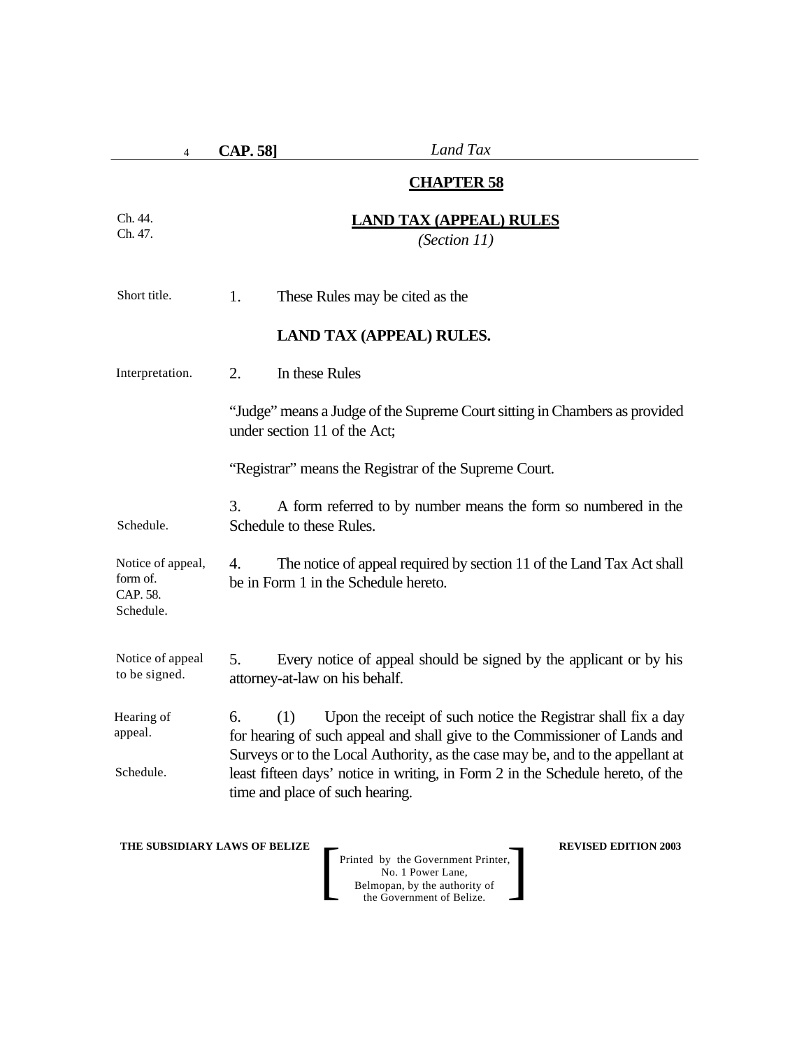## CHAPTER 58

Ch. 44.
Ch. 47.

## LAND TAX (APPEAL) RULES

*(Section 11)*

Short title.

1. These Rules may be cited as the

**LAND TAX (APPEAL) RULES.**

Interpretation.

2. In these Rules

"Judge" means a Judge of the Supreme Court sitting in Chambers as provided under section 11 of the Act;

"Registrar" means the Registrar of the Supreme Court.

Schedule.

3. A form referred to by number means the form so numbered in the Schedule to these Rules.

Notice of appeal, form of.
CAP. 58.
Schedule.

4. The notice of appeal required by section 11 of the Land Tax Act shall be in Form 1 in the Schedule hereto.

Notice of appeal to be signed.

5. Every notice of appeal should be signed by the applicant or by his attorney-at-law on his behalf.

Hearing of appeal.
Schedule.

6. (1) Upon the receipt of such notice the Registrar shall fix a day for hearing of such appeal and shall give to the Commissioner of Lands and Surveys or to the Local Authority, as the case may be, and to the appellant at least fifteen days' notice in writing, in Form 2 in the Schedule hereto, of the time and place of such hearing.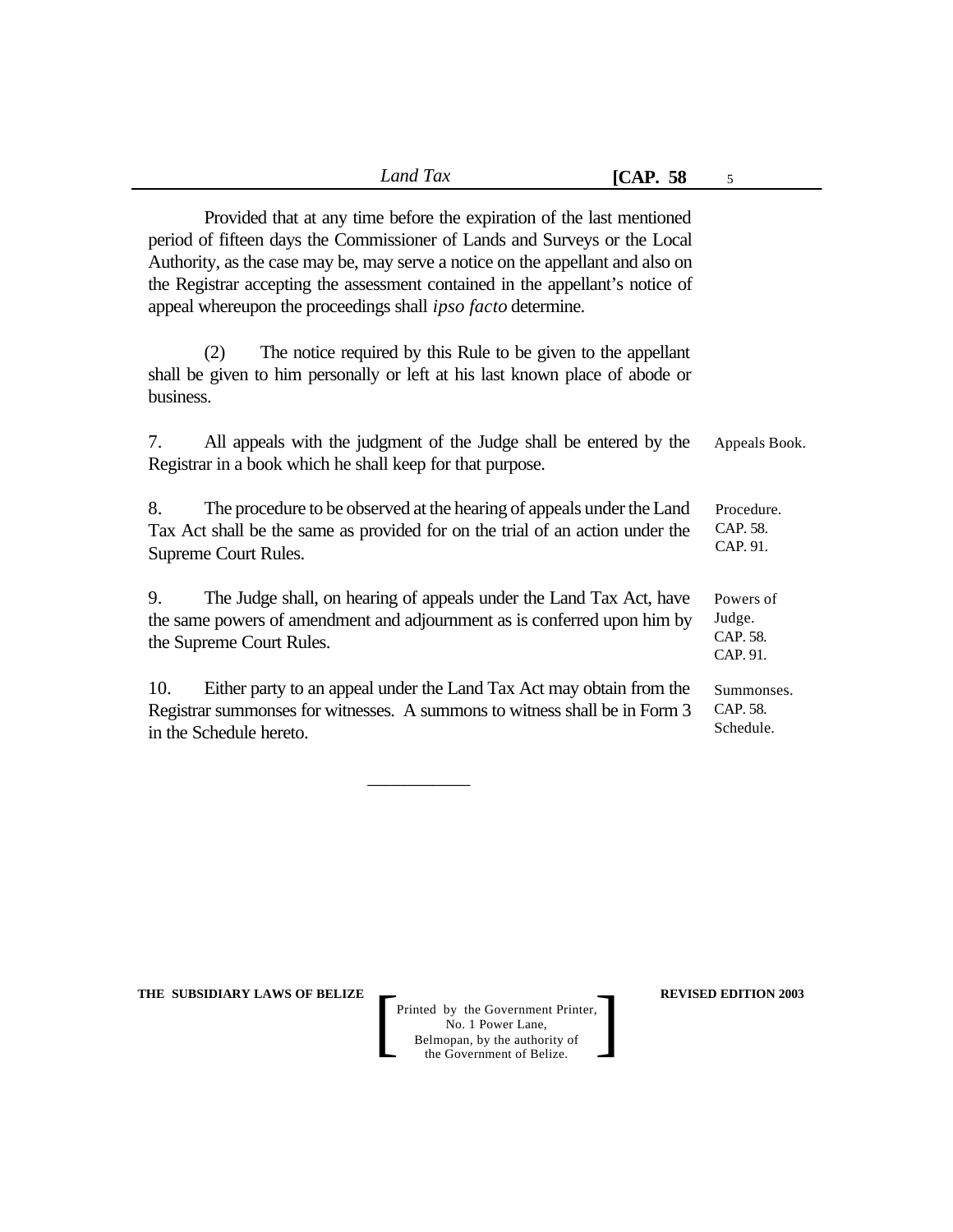Provided that at any time before the expiration of the last mentioned period of fifteen days the Commissioner of Lands and Surveys or the Local Authority, as the case may be, may serve a notice on the appellant and also on the Registrar accepting the assessment contained in the appellant's notice of appeal whereupon the proceedings shall *ipso facto* determine.

(2) The notice required by this Rule to be given to the appellant shall be given to him personally or left at his last known place of abode or business.

Appeals Book.

7. All appeals with the judgment of the Judge shall be entered by the Registrar in a book which he shall keep for that purpose.

Procedure. CAP. 58. CAP. 91.

8. The procedure to be observed at the hearing of appeals under the Land Tax Act shall be the same as provided for on the trial of an action under the Supreme Court Rules.

Powers of Judge. CAP. 58. CAP. 91.

9. The Judge shall, on hearing of appeals under the Land Tax Act, have the same powers of amendment and adjournment as is conferred upon him by the Supreme Court Rules.

Summonses. CAP. 58. Schedule.

10. Either party to an appeal under the Land Tax Act may obtain from the Registrar summonses for witnesses. A summons to witness shall be in Form 3 in the Schedule hereto.

___________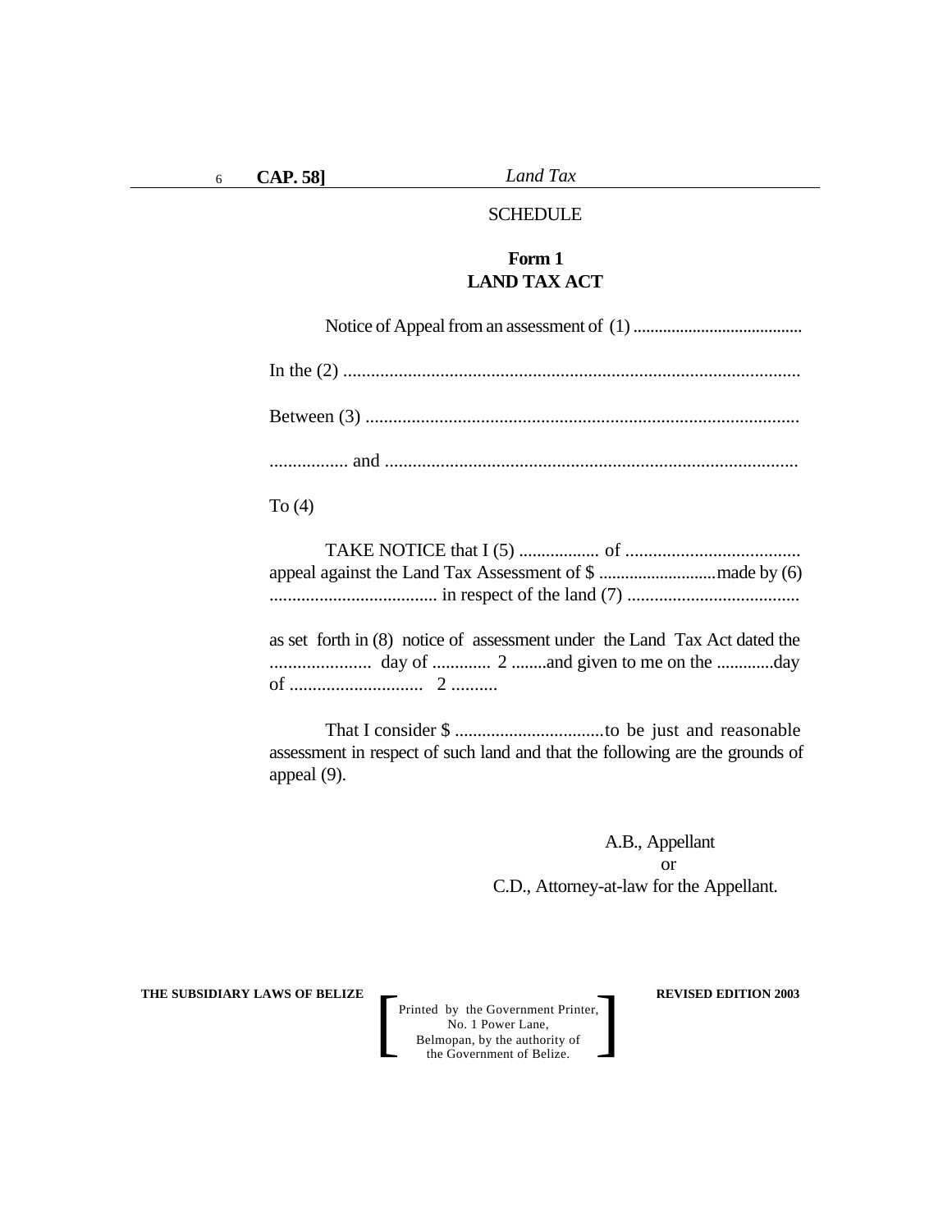SCHEDULE

**Form 1**
**LAND TAX ACT**

Notice of Appeal from an assessment of (1) .......................................

In the (2) ..................................................................................................

Between (3) ..............................................................................................

................. and .........................................................................................

To (4)

TAKE NOTICE that I (5) .................. of ...................................... appeal against the Land Tax Assessment of $ ...........................made by (6) ..................................... in respect of the land (7) ......................................

as set forth in (8) notice of assessment under the Land Tax Act dated the ...................... day of ............. 2 ........and given to me on the .............day of ............................. 2 ..........

That I consider $ .................................to be just and reasonable assessment in respect of such land and that the following are the grounds of appeal (9).

A.B., Appellant
or
C.D., Attorney-at-law for the Appellant.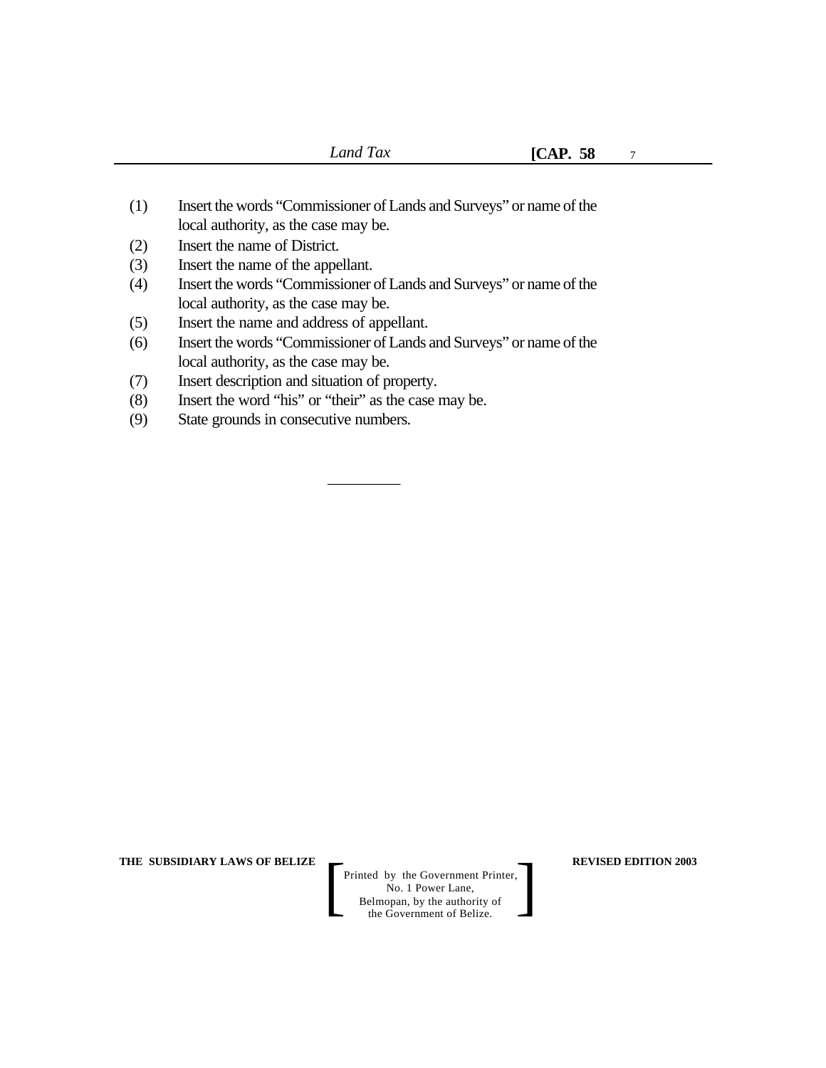(1) Insert the words "Commissioner of Lands and Surveys" or name of the local authority, as the case may be.

(2) Insert the name of District.

(3) Insert the name of the appellant.

(4) Insert the words "Commissioner of Lands and Surveys" or name of the local authority, as the case may be.

(5) Insert the name and address of appellant.

(6) Insert the words "Commissioner of Lands and Surveys" or name of the local authority, as the case may be.

(7) Insert description and situation of property.

(8) Insert the word "his" or "their" as the case may be.

(9) State grounds in consecutive numbers.

\_\_\_\_\_\_\_\_\_\_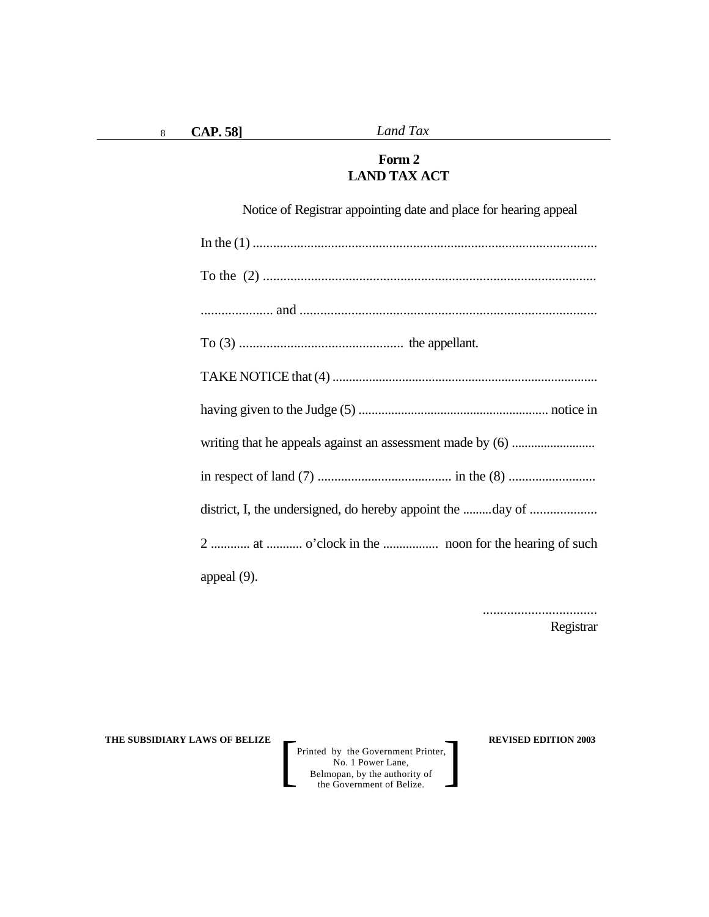**Form 2**
**LAND TAX ACT**

Notice of Registrar appointing date and place for hearing appeal

In the (1) ....................................................................................................

To the (2) .................................................................................................

..................... and .......................................................................................

To (3) ................................................ the appellant.

TAKE NOTICE that (4) ...............................................................................

having given to the Judge (5) ......................................................... notice in

writing that he appeals against an assessment made by (6) .........................

in respect of land (7) ........................................ in the (8) .........................

district, I, the undersigned, do hereby appoint the .........day of ....................

2 ............ at ........... o'clock in the ................. noon for the hearing of such

appeal (9).

.................................
Registrar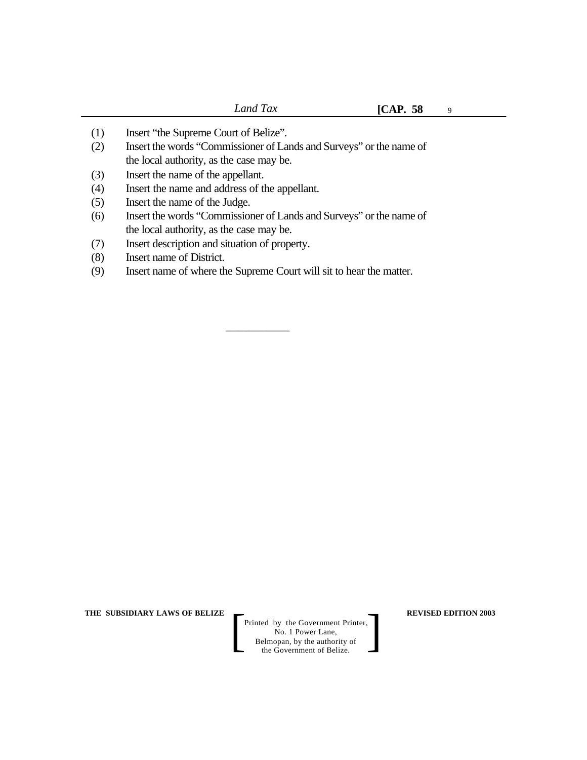(1) Insert "the Supreme Court of Belize".
(2) Insert the words "Commissioner of Lands and Surveys" or the name of the local authority, as the case may be.
(3) Insert the name of the appellant.
(4) Insert the name and address of the appellant.
(5) Insert the name of the Judge.
(6) Insert the words "Commissioner of Lands and Surveys" or the name of the local authority, as the case may be.
(7) Insert description and situation of property.
(8) Insert name of District.
(9) Insert name of where the Supreme Court will sit to hear the matter.

\_\_\_\_\_\_\_\_\_\_\_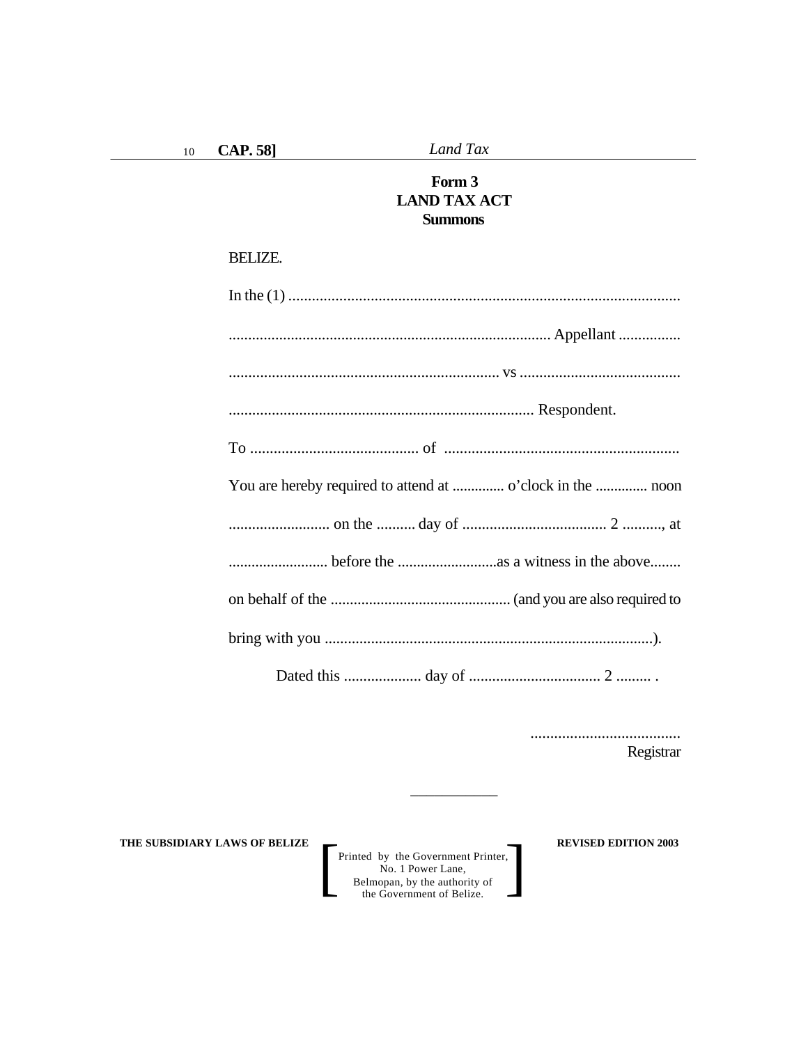**Form 3**
**LAND TAX ACT**
**Summons**

BELIZE.

In the (1) ....................................................................................................

.................................................................................. Appellant ................

..................................................................... vs .........................................

.............................................................................. Respondent.

To ........................................... of ............................................................

You are hereby required to attend at .............. o'clock in the .............. noon

.......................... on the .......... day of ..................................... 2 .........., at

.......................... before the ..........................as a witness in the above........

on behalf of the ............................................... (and you are also required to

bring with you ....................................................................................).

Dated this .................... day of .................................. 2 ......... .

......................................
Registrar

___________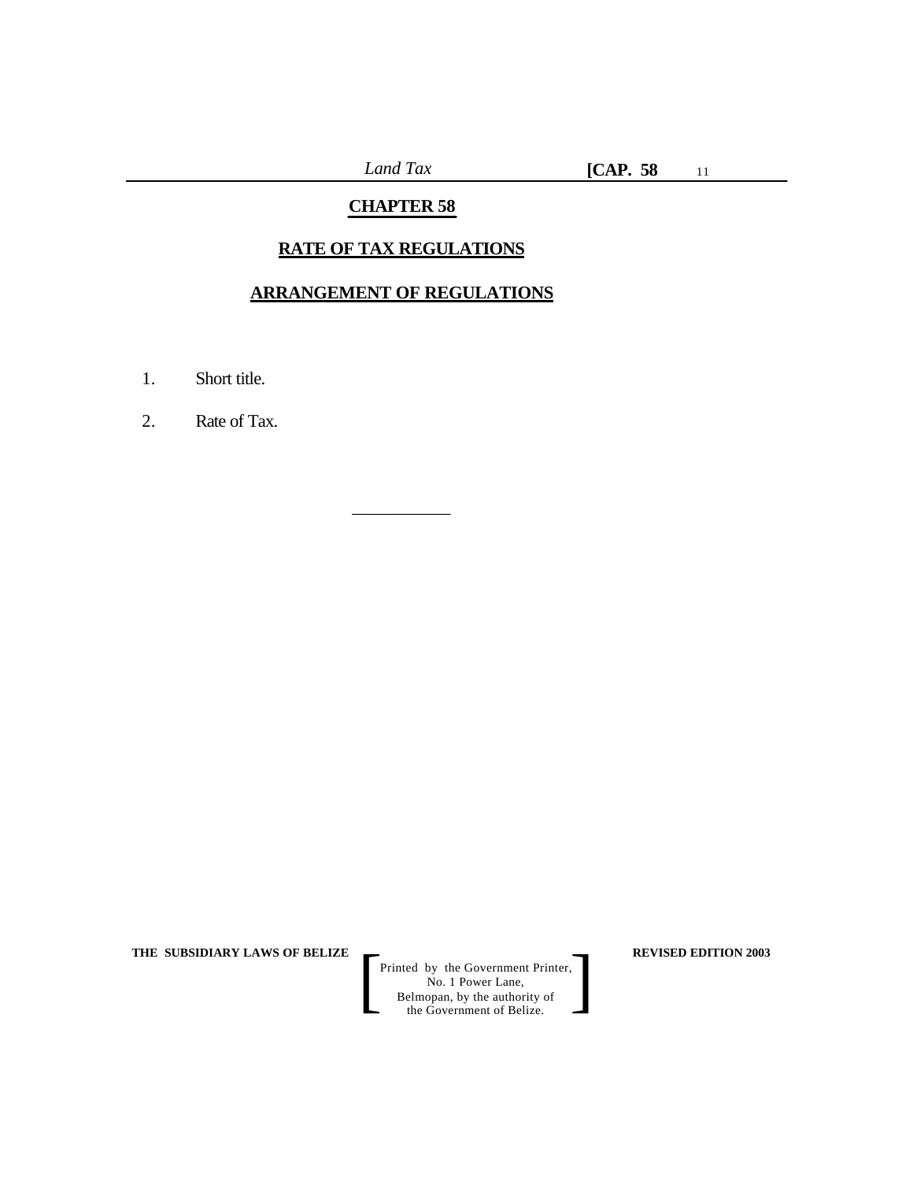# CHAPTER 58

## RATE OF TAX REGULATIONS

## ARRANGEMENT OF REGULATIONS

1. Short title.

2. Rate of Tax.

___________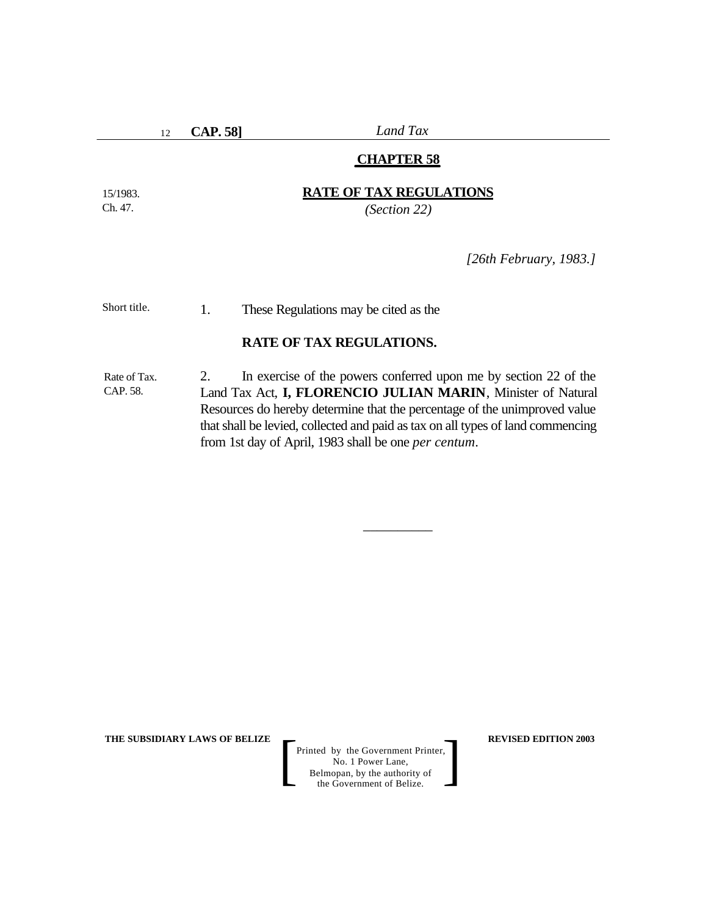# CHAPTER 58

15/1983.
Ch. 47.

## RATE OF TAX REGULATIONS

*(Section 22)*

*[26th February, 1983.]*

Short title.

1. These Regulations may be cited as the

**RATE OF TAX REGULATIONS.**

Rate of Tax.
CAP. 58.

2. In exercise of the powers conferred upon me by section 22 of the Land Tax Act, **I, FLORENCIO JULIAN MARIN**, Minister of Natural Resources do hereby determine that the percentage of the unimproved value that shall be levied, collected and paid as tax on all types of land commencing from 1st day of April, 1983 shall be one *per centum*.

\_\_\_\_\_\_\_\_\_\_